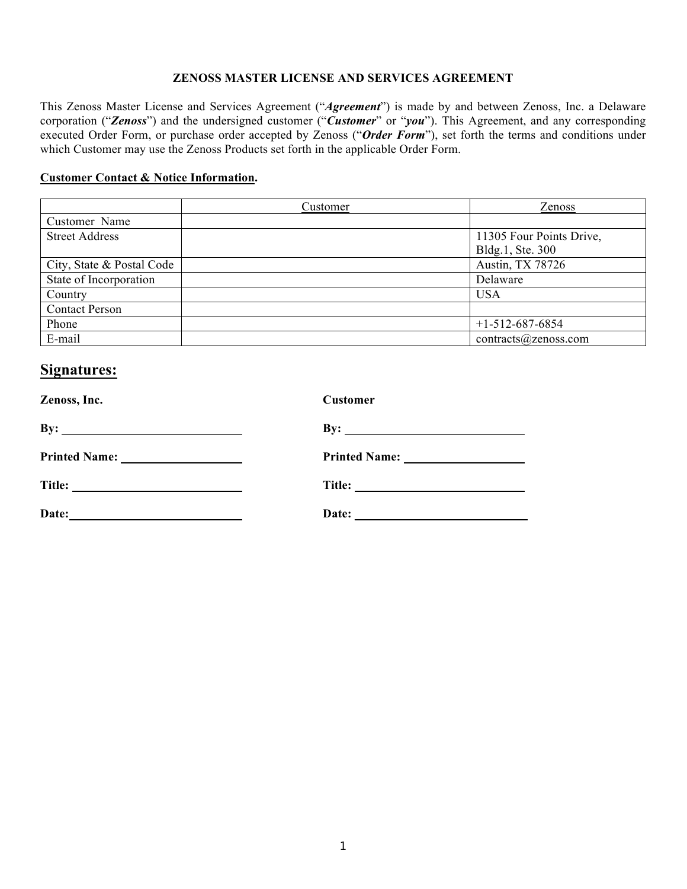# ZENOSS MASTER LICENSE AND SERVICES AGREEMENT

This Zenoss Master License and Services Agreement ("***Agreement***") is made by and between Zenoss, Inc. a Delaware corporation ("***Zenoss***") and the undersigned customer ("***Customer***" or "***you***"). This Agreement, and any corresponding executed Order Form, or purchase order accepted by Zenoss ("***Order Form***"), set forth the terms and conditions under which Customer may use the Zenoss Products set forth in the applicable Order Form.

**Customer Contact & Notice Information.**

| | Customer | Zenoss |
|---|---|---|
| Customer Name | | |
| Street Address | | 11305 Four Points Drive, Bldg.1, Ste. 300 |
| City, State & Postal Code | | Austin, TX 78726 |
| State of Incorporation | | Delaware |
| Country | | USA |
| Contact Person | | |
| Phone | | +1-512-687-6854 |
| E-mail | | contracts@zenoss.com |

## Signatures:

**Zenoss, Inc.**

**By:** ______________________________

**Printed Name:** ____________________

**Title:** ____________________________

**Date:** ____________________________

**Customer**

**By:** ______________________________

**Printed Name:** ____________________

**Title:** ____________________________

**Date:** ____________________________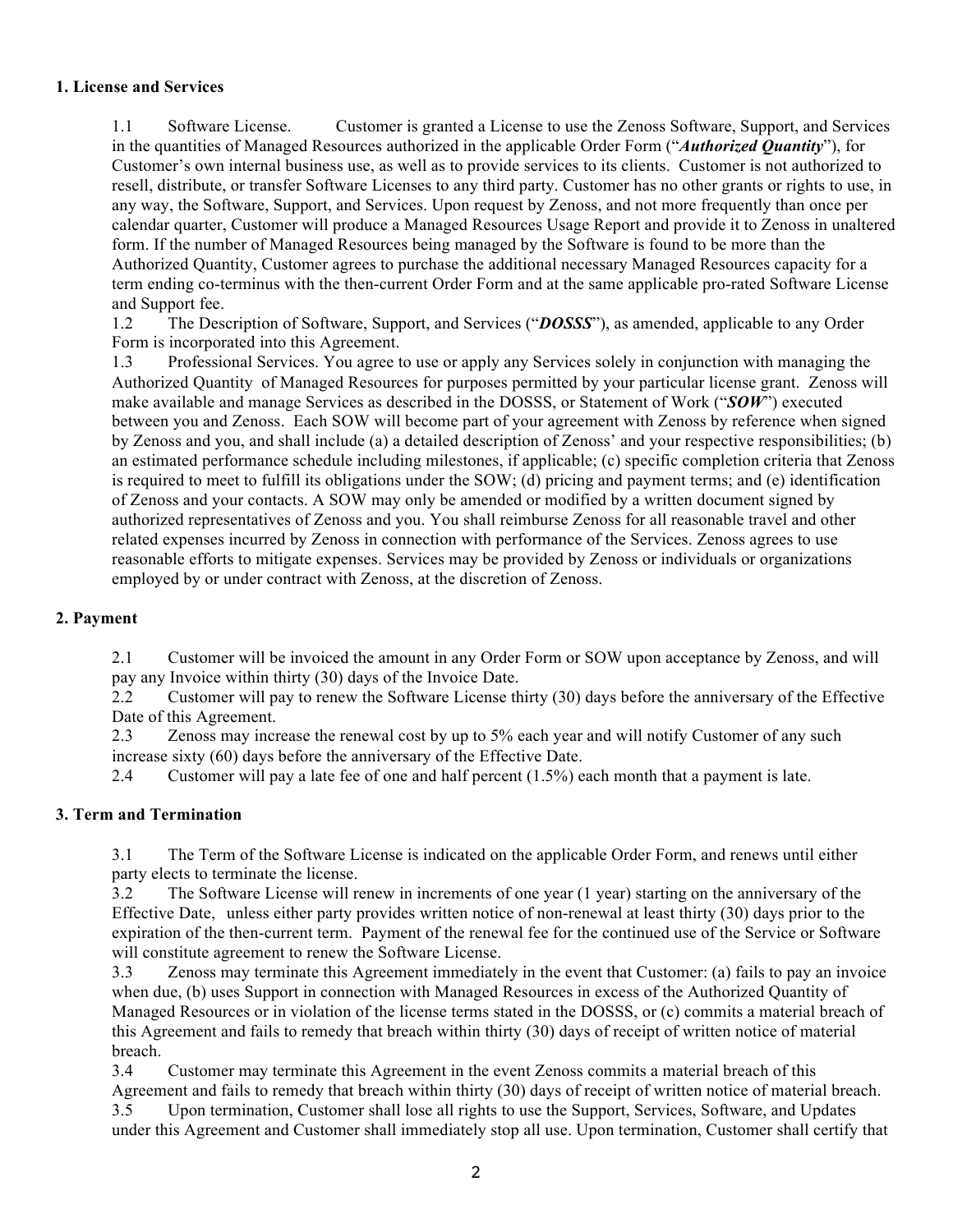## 1. License and Services

1.1 Software License. Customer is granted a License to use the Zenoss Software, Support, and Services in the quantities of Managed Resources authorized in the applicable Order Form ("***Authorized Quantity***"), for Customer's own internal business use, as well as to provide services to its clients. Customer is not authorized to resell, distribute, or transfer Software Licenses to any third party. Customer has no other grants or rights to use, in any way, the Software, Support, and Services. Upon request by Zenoss, and not more frequently than once per calendar quarter, Customer will produce a Managed Resources Usage Report and provide it to Zenoss in unaltered form. If the number of Managed Resources being managed by the Software is found to be more than the Authorized Quantity, Customer agrees to purchase the additional necessary Managed Resources capacity for a term ending co-terminus with the then-current Order Form and at the same applicable pro-rated Software License and Support fee.

1.2 The Description of Software, Support, and Services ("***DOSSS***"), as amended, applicable to any Order Form is incorporated into this Agreement.

1.3 Professional Services. You agree to use or apply any Services solely in conjunction with managing the Authorized Quantity of Managed Resources for purposes permitted by your particular license grant. Zenoss will make available and manage Services as described in the DOSSS, or Statement of Work ("***SOW***") executed between you and Zenoss. Each SOW will become part of your agreement with Zenoss by reference when signed by Zenoss and you, and shall include (a) a detailed description of Zenoss' and your respective responsibilities; (b) an estimated performance schedule including milestones, if applicable; (c) specific completion criteria that Zenoss is required to meet to fulfill its obligations under the SOW; (d) pricing and payment terms; and (e) identification of Zenoss and your contacts. A SOW may only be amended or modified by a written document signed by authorized representatives of Zenoss and you. You shall reimburse Zenoss for all reasonable travel and other related expenses incurred by Zenoss in connection with performance of the Services. Zenoss agrees to use reasonable efforts to mitigate expenses. Services may be provided by Zenoss or individuals or organizations employed by or under contract with Zenoss, at the discretion of Zenoss.

## 2. Payment

2.1 Customer will be invoiced the amount in any Order Form or SOW upon acceptance by Zenoss, and will pay any Invoice within thirty (30) days of the Invoice Date.

2.2 Customer will pay to renew the Software License thirty (30) days before the anniversary of the Effective Date of this Agreement.

2.3 Zenoss may increase the renewal cost by up to 5% each year and will notify Customer of any such increase sixty (60) days before the anniversary of the Effective Date.

2.4 Customer will pay a late fee of one and half percent (1.5%) each month that a payment is late.

## 3. Term and Termination

3.1 The Term of the Software License is indicated on the applicable Order Form, and renews until either party elects to terminate the license.

3.2 The Software License will renew in increments of one year (1 year) starting on the anniversary of the Effective Date, unless either party provides written notice of non-renewal at least thirty (30) days prior to the expiration of the then-current term. Payment of the renewal fee for the continued use of the Service or Software will constitute agreement to renew the Software License.

3.3 Zenoss may terminate this Agreement immediately in the event that Customer: (a) fails to pay an invoice when due, (b) uses Support in connection with Managed Resources in excess of the Authorized Quantity of Managed Resources or in violation of the license terms stated in the DOSSS, or (c) commits a material breach of this Agreement and fails to remedy that breach within thirty (30) days of receipt of written notice of material breach.

3.4 Customer may terminate this Agreement in the event Zenoss commits a material breach of this Agreement and fails to remedy that breach within thirty (30) days of receipt of written notice of material breach.

3.5 Upon termination, Customer shall lose all rights to use the Support, Services, Software, and Updates under this Agreement and Customer shall immediately stop all use. Upon termination, Customer shall certify that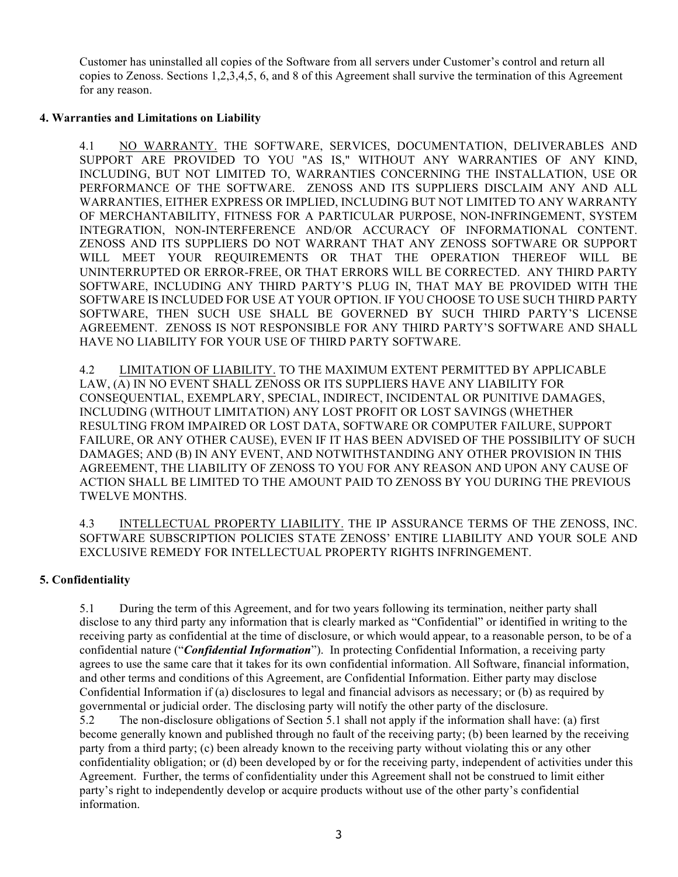Customer has uninstalled all copies of the Software from all servers under Customer's control and return all copies to Zenoss. Sections 1,2,3,4,5, 6, and 8 of this Agreement shall survive the termination of this Agreement for any reason.

**4. Warranties and Limitations on Liability**

4.1 NO WARRANTY. THE SOFTWARE, SERVICES, DOCUMENTATION, DELIVERABLES AND SUPPORT ARE PROVIDED TO YOU "AS IS," WITHOUT ANY WARRANTIES OF ANY KIND, INCLUDING, BUT NOT LIMITED TO, WARRANTIES CONCERNING THE INSTALLATION, USE OR PERFORMANCE OF THE SOFTWARE. ZENOSS AND ITS SUPPLIERS DISCLAIM ANY AND ALL WARRANTIES, EITHER EXPRESS OR IMPLIED, INCLUDING BUT NOT LIMITED TO ANY WARRANTY OF MERCHANTABILITY, FITNESS FOR A PARTICULAR PURPOSE, NON-INFRINGEMENT, SYSTEM INTEGRATION, NON-INTERFERENCE AND/OR ACCURACY OF INFORMATIONAL CONTENT. ZENOSS AND ITS SUPPLIERS DO NOT WARRANT THAT ANY ZENOSS SOFTWARE OR SUPPORT WILL MEET YOUR REQUIREMENTS OR THAT THE OPERATION THEREOF WILL BE UNINTERRUPTED OR ERROR-FREE, OR THAT ERRORS WILL BE CORRECTED. ANY THIRD PARTY SOFTWARE, INCLUDING ANY THIRD PARTY'S PLUG IN, THAT MAY BE PROVIDED WITH THE SOFTWARE IS INCLUDED FOR USE AT YOUR OPTION. IF YOU CHOOSE TO USE SUCH THIRD PARTY SOFTWARE, THEN SUCH USE SHALL BE GOVERNED BY SUCH THIRD PARTY'S LICENSE AGREEMENT. ZENOSS IS NOT RESPONSIBLE FOR ANY THIRD PARTY'S SOFTWARE AND SHALL HAVE NO LIABILITY FOR YOUR USE OF THIRD PARTY SOFTWARE.

4.2 LIMITATION OF LIABILITY. TO THE MAXIMUM EXTENT PERMITTED BY APPLICABLE LAW, (A) IN NO EVENT SHALL ZENOSS OR ITS SUPPLIERS HAVE ANY LIABILITY FOR CONSEQUENTIAL, EXEMPLARY, SPECIAL, INDIRECT, INCIDENTAL OR PUNITIVE DAMAGES, INCLUDING (WITHOUT LIMITATION) ANY LOST PROFIT OR LOST SAVINGS (WHETHER RESULTING FROM IMPAIRED OR LOST DATA, SOFTWARE OR COMPUTER FAILURE, SUPPORT FAILURE, OR ANY OTHER CAUSE), EVEN IF IT HAS BEEN ADVISED OF THE POSSIBILITY OF SUCH DAMAGES; AND (B) IN ANY EVENT, AND NOTWITHSTANDING ANY OTHER PROVISION IN THIS AGREEMENT, THE LIABILITY OF ZENOSS TO YOU FOR ANY REASON AND UPON ANY CAUSE OF ACTION SHALL BE LIMITED TO THE AMOUNT PAID TO ZENOSS BY YOU DURING THE PREVIOUS TWELVE MONTHS.

4.3 INTELLECTUAL PROPERTY LIABILITY. THE IP ASSURANCE TERMS OF THE ZENOSS, INC. SOFTWARE SUBSCRIPTION POLICIES STATE ZENOSS' ENTIRE LIABILITY AND YOUR SOLE AND EXCLUSIVE REMEDY FOR INTELLECTUAL PROPERTY RIGHTS INFRINGEMENT.

**5. Confidentiality**

5.1 During the term of this Agreement, and for two years following its termination, neither party shall disclose to any third party any information that is clearly marked as "Confidential" or identified in writing to the receiving party as confidential at the time of disclosure, or which would appear, to a reasonable person, to be of a confidential nature ("***Confidential Information***"). In protecting Confidential Information, a receiving party agrees to use the same care that it takes for its own confidential information. All Software, financial information, and other terms and conditions of this Agreement, are Confidential Information. Either party may disclose Confidential Information if (a) disclosures to legal and financial advisors as necessary; or (b) as required by governmental or judicial order. The disclosing party will notify the other party of the disclosure.

5.2 The non-disclosure obligations of Section 5.1 shall not apply if the information shall have: (a) first become generally known and published through no fault of the receiving party; (b) been learned by the receiving party from a third party; (c) been already known to the receiving party without violating this or any other confidentiality obligation; or (d) been developed by or for the receiving party, independent of activities under this Agreement. Further, the terms of confidentiality under this Agreement shall not be construed to limit either party's right to independently develop or acquire products without use of the other party's confidential information.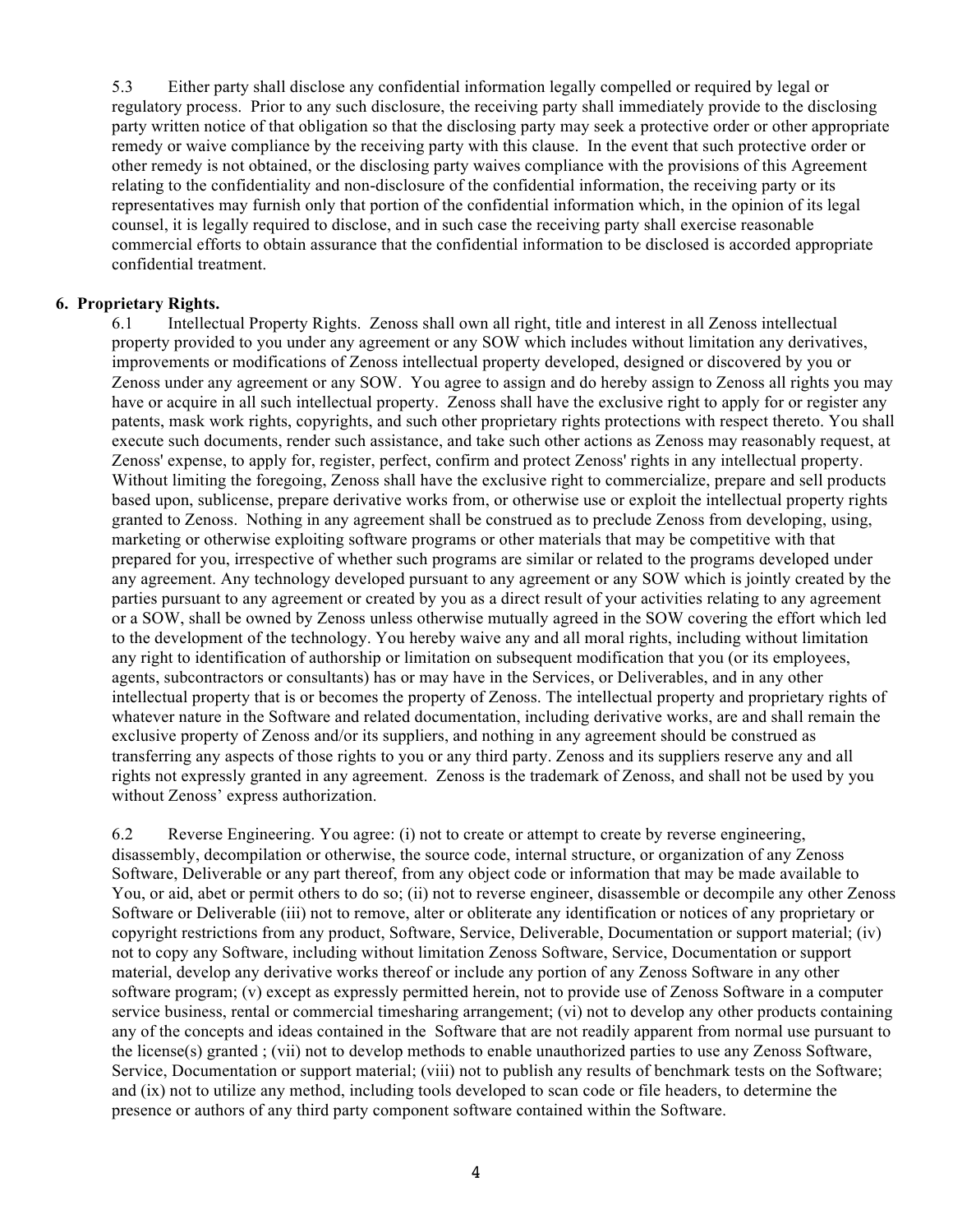5.3 Either party shall disclose any confidential information legally compelled or required by legal or regulatory process. Prior to any such disclosure, the receiving party shall immediately provide to the disclosing party written notice of that obligation so that the disclosing party may seek a protective order or other appropriate remedy or waive compliance by the receiving party with this clause. In the event that such protective order or other remedy is not obtained, or the disclosing party waives compliance with the provisions of this Agreement relating to the confidentiality and non-disclosure of the confidential information, the receiving party or its representatives may furnish only that portion of the confidential information which, in the opinion of its legal counsel, it is legally required to disclose, and in such case the receiving party shall exercise reasonable commercial efforts to obtain assurance that the confidential information to be disclosed is accorded appropriate confidential treatment.

**6. Proprietary Rights.**

6.1 Intellectual Property Rights. Zenoss shall own all right, title and interest in all Zenoss intellectual property provided to you under any agreement or any SOW which includes without limitation any derivatives, improvements or modifications of Zenoss intellectual property developed, designed or discovered by you or Zenoss under any agreement or any SOW. You agree to assign and do hereby assign to Zenoss all rights you may have or acquire in all such intellectual property. Zenoss shall have the exclusive right to apply for or register any patents, mask work rights, copyrights, and such other proprietary rights protections with respect thereto. You shall execute such documents, render such assistance, and take such other actions as Zenoss may reasonably request, at Zenoss' expense, to apply for, register, perfect, confirm and protect Zenoss' rights in any intellectual property. Without limiting the foregoing, Zenoss shall have the exclusive right to commercialize, prepare and sell products based upon, sublicense, prepare derivative works from, or otherwise use or exploit the intellectual property rights granted to Zenoss. Nothing in any agreement shall be construed as to preclude Zenoss from developing, using, marketing or otherwise exploiting software programs or other materials that may be competitive with that prepared for you, irrespective of whether such programs are similar or related to the programs developed under any agreement. Any technology developed pursuant to any agreement or any SOW which is jointly created by the parties pursuant to any agreement or created by you as a direct result of your activities relating to any agreement or a SOW, shall be owned by Zenoss unless otherwise mutually agreed in the SOW covering the effort which led to the development of the technology. You hereby waive any and all moral rights, including without limitation any right to identification of authorship or limitation on subsequent modification that you (or its employees, agents, subcontractors or consultants) has or may have in the Services, or Deliverables, and in any other intellectual property that is or becomes the property of Zenoss. The intellectual property and proprietary rights of whatever nature in the Software and related documentation, including derivative works, are and shall remain the exclusive property of Zenoss and/or its suppliers, and nothing in any agreement should be construed as transferring any aspects of those rights to you or any third party. Zenoss and its suppliers reserve any and all rights not expressly granted in any agreement. Zenoss is the trademark of Zenoss, and shall not be used by you without Zenoss' express authorization.

6.2 Reverse Engineering. You agree: (i) not to create or attempt to create by reverse engineering, disassembly, decompilation or otherwise, the source code, internal structure, or organization of any Zenoss Software, Deliverable or any part thereof, from any object code or information that may be made available to You, or aid, abet or permit others to do so; (ii) not to reverse engineer, disassemble or decompile any other Zenoss Software or Deliverable (iii) not to remove, alter or obliterate any identification or notices of any proprietary or copyright restrictions from any product, Software, Service, Deliverable, Documentation or support material; (iv) not to copy any Software, including without limitation Zenoss Software, Service, Documentation or support material, develop any derivative works thereof or include any portion of any Zenoss Software in any other software program; (v) except as expressly permitted herein, not to provide use of Zenoss Software in a computer service business, rental or commercial timesharing arrangement; (vi) not to develop any other products containing any of the concepts and ideas contained in the Software that are not readily apparent from normal use pursuant to the license(s) granted ; (vii) not to develop methods to enable unauthorized parties to use any Zenoss Software, Service, Documentation or support material; (viii) not to publish any results of benchmark tests on the Software; and (ix) not to utilize any method, including tools developed to scan code or file headers, to determine the presence or authors of any third party component software contained within the Software.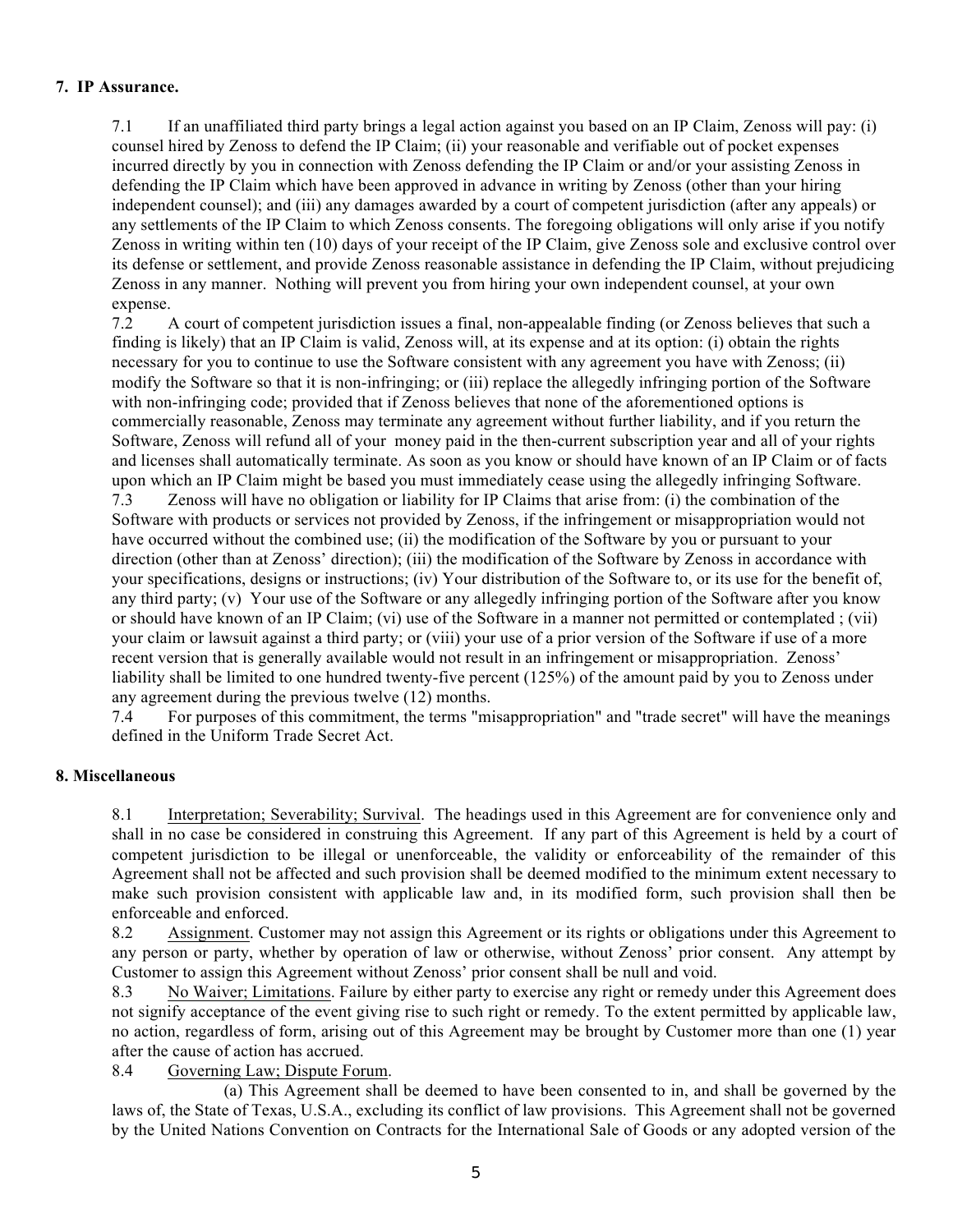## 7. IP Assurance.

7.1 If an unaffiliated third party brings a legal action against you based on an IP Claim, Zenoss will pay: (i) counsel hired by Zenoss to defend the IP Claim; (ii) your reasonable and verifiable out of pocket expenses incurred directly by you in connection with Zenoss defending the IP Claim or and/or your assisting Zenoss in defending the IP Claim which have been approved in advance in writing by Zenoss (other than your hiring independent counsel); and (iii) any damages awarded by a court of competent jurisdiction (after any appeals) or any settlements of the IP Claim to which Zenoss consents. The foregoing obligations will only arise if you notify Zenoss in writing within ten (10) days of your receipt of the IP Claim, give Zenoss sole and exclusive control over its defense or settlement, and provide Zenoss reasonable assistance in defending the IP Claim, without prejudicing Zenoss in any manner. Nothing will prevent you from hiring your own independent counsel, at your own expense.

7.2 A court of competent jurisdiction issues a final, non-appealable finding (or Zenoss believes that such a finding is likely) that an IP Claim is valid, Zenoss will, at its expense and at its option: (i) obtain the rights necessary for you to continue to use the Software consistent with any agreement you have with Zenoss; (ii) modify the Software so that it is non-infringing; or (iii) replace the allegedly infringing portion of the Software with non-infringing code; provided that if Zenoss believes that none of the aforementioned options is commercially reasonable, Zenoss may terminate any agreement without further liability, and if you return the Software, Zenoss will refund all of your money paid in the then-current subscription year and all of your rights and licenses shall automatically terminate. As soon as you know or should have known of an IP Claim or of facts upon which an IP Claim might be based you must immediately cease using the allegedly infringing Software.

7.3 Zenoss will have no obligation or liability for IP Claims that arise from: (i) the combination of the Software with products or services not provided by Zenoss, if the infringement or misappropriation would not have occurred without the combined use; (ii) the modification of the Software by you or pursuant to your direction (other than at Zenoss' direction); (iii) the modification of the Software by Zenoss in accordance with your specifications, designs or instructions; (iv) Your distribution of the Software to, or its use for the benefit of, any third party; (v) Your use of the Software or any allegedly infringing portion of the Software after you know or should have known of an IP Claim; (vi) use of the Software in a manner not permitted or contemplated ; (vii) your claim or lawsuit against a third party; or (viii) your use of a prior version of the Software if use of a more recent version that is generally available would not result in an infringement or misappropriation. Zenoss' liability shall be limited to one hundred twenty-five percent (125%) of the amount paid by you to Zenoss under any agreement during the previous twelve (12) months.

7.4 For purposes of this commitment, the terms "misappropriation" and "trade secret" will have the meanings defined in the Uniform Trade Secret Act.

## 8. Miscellaneous

8.1 Interpretation; Severability; Survival. The headings used in this Agreement are for convenience only and shall in no case be considered in construing this Agreement. If any part of this Agreement is held by a court of competent jurisdiction to be illegal or unenforceable, the validity or enforceability of the remainder of this Agreement shall not be affected and such provision shall be deemed modified to the minimum extent necessary to make such provision consistent with applicable law and, in its modified form, such provision shall then be enforceable and enforced.

8.2 Assignment. Customer may not assign this Agreement or its rights or obligations under this Agreement to any person or party, whether by operation of law or otherwise, without Zenoss' prior consent. Any attempt by Customer to assign this Agreement without Zenoss' prior consent shall be null and void.

8.3 No Waiver; Limitations. Failure by either party to exercise any right or remedy under this Agreement does not signify acceptance of the event giving rise to such right or remedy. To the extent permitted by applicable law, no action, regardless of form, arising out of this Agreement may be brought by Customer more than one (1) year after the cause of action has accrued.

8.4 Governing Law; Dispute Forum.

(a) This Agreement shall be deemed to have been consented to in, and shall be governed by the laws of, the State of Texas, U.S.A., excluding its conflict of law provisions. This Agreement shall not be governed by the United Nations Convention on Contracts for the International Sale of Goods or any adopted version of the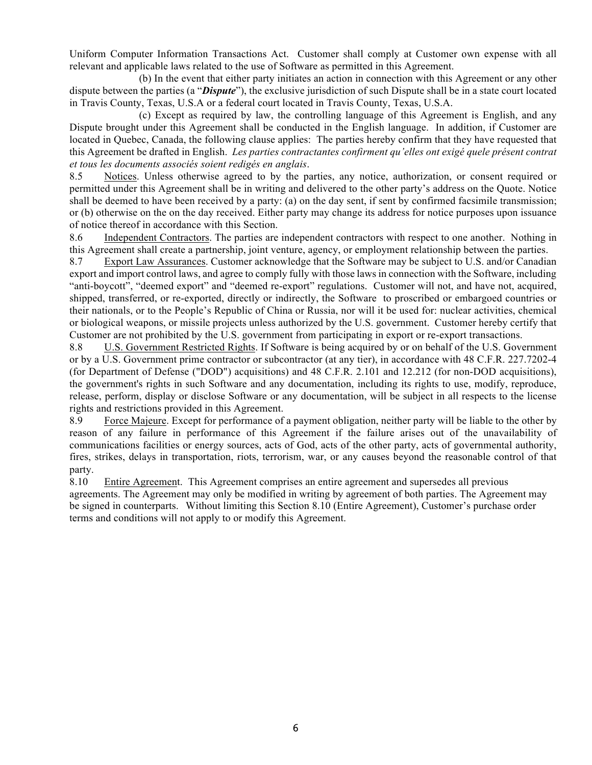Uniform Computer Information Transactions Act. Customer shall comply at Customer own expense with all relevant and applicable laws related to the use of Software as permitted in this Agreement.

(b) In the event that either party initiates an action in connection with this Agreement or any other dispute between the parties (a "***Dispute***"), the exclusive jurisdiction of such Dispute shall be in a state court located in Travis County, Texas, U.S.A or a federal court located in Travis County, Texas, U.S.A.

(c) Except as required by law, the controlling language of this Agreement is English, and any Dispute brought under this Agreement shall be conducted in the English language. In addition, if Customer are located in Quebec, Canada, the following clause applies: The parties hereby confirm that they have requested that this Agreement be drafted in English. *Les parties contractantes confirment qu'elles ont exigé quele présent contrat et tous les documents associés soient redigés en anglais*.

8.5 Notices. Unless otherwise agreed to by the parties, any notice, authorization, or consent required or permitted under this Agreement shall be in writing and delivered to the other party's address on the Quote. Notice shall be deemed to have been received by a party: (a) on the day sent, if sent by confirmed facsimile transmission; or (b) otherwise on the on the day received. Either party may change its address for notice purposes upon issuance of notice thereof in accordance with this Section.

8.6 Independent Contractors. The parties are independent contractors with respect to one another. Nothing in this Agreement shall create a partnership, joint venture, agency, or employment relationship between the parties.

8.7 Export Law Assurances. Customer acknowledge that the Software may be subject to U.S. and/or Canadian export and import control laws, and agree to comply fully with those laws in connection with the Software, including "anti-boycott", "deemed export" and "deemed re-export" regulations. Customer will not, and have not, acquired, shipped, transferred, or re-exported, directly or indirectly, the Software to proscribed or embargoed countries or their nationals, or to the People's Republic of China or Russia, nor will it be used for: nuclear activities, chemical or biological weapons, or missile projects unless authorized by the U.S. government. Customer hereby certify that Customer are not prohibited by the U.S. government from participating in export or re-export transactions.

8.8 U.S. Government Restricted Rights. If Software is being acquired by or on behalf of the U.S. Government or by a U.S. Government prime contractor or subcontractor (at any tier), in accordance with 48 C.F.R. 227.7202-4 (for Department of Defense ("DOD") acquisitions) and 48 C.F.R. 2.101 and 12.212 (for non-DOD acquisitions), the government's rights in such Software and any documentation, including its rights to use, modify, reproduce, release, perform, display or disclose Software or any documentation, will be subject in all respects to the license rights and restrictions provided in this Agreement.

8.9 Force Majeure. Except for performance of a payment obligation, neither party will be liable to the other by reason of any failure in performance of this Agreement if the failure arises out of the unavailability of communications facilities or energy sources, acts of God, acts of the other party, acts of governmental authority, fires, strikes, delays in transportation, riots, terrorism, war, or any causes beyond the reasonable control of that party.

8.10 Entire Agreement. This Agreement comprises an entire agreement and supersedes all previous agreements. The Agreement may only be modified in writing by agreement of both parties. The Agreement may be signed in counterparts. Without limiting this Section 8.10 (Entire Agreement), Customer's purchase order terms and conditions will not apply to or modify this Agreement.